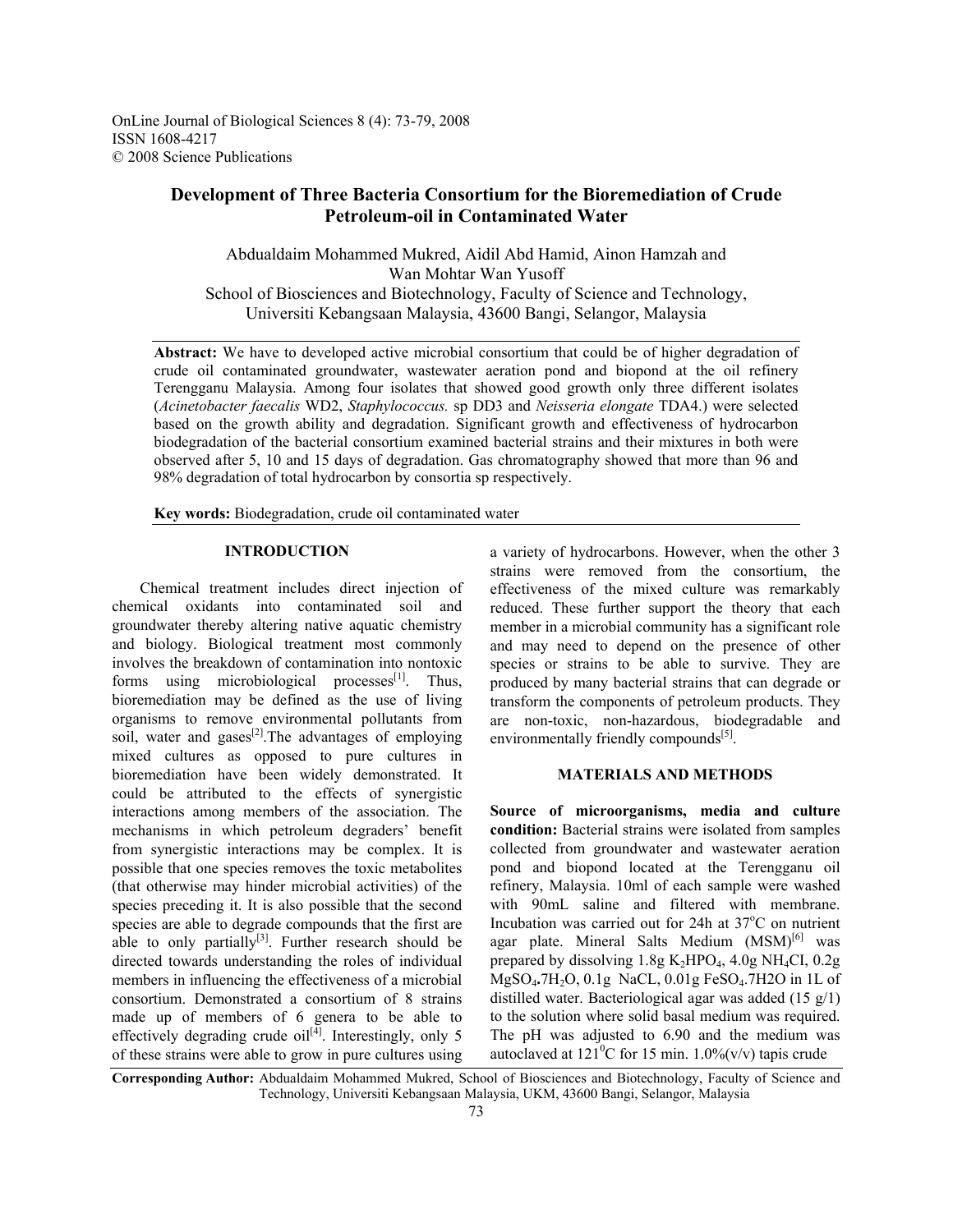# Development of Three Bacteria Consortium for the Bioremediation of Crude Petroleum-oil in Contaminated Water

Abdualdaim Mohammed Mukred, Aidil Abd Hamid, Ainon Hamzah and Wan Mohtar Wan Yusoff

School of Biosciences and Biotechnology, Faculty of Science and Technology, Universiti Kebangsaan Malaysia, 43600 Bangi, Selangor, Malaysia

**Abstract:** We have to developed active microbial consortium that could be of higher degradation of crude oil contaminated groundwater, wastewater aeration pond and biopond at the oil refinery Terengganu Malaysia. Among four isolates that showed good growth only three different isolates (*Acinetobacter faecalis* WD2, *Staphylococcus.* sp DD3 and *Neisseria elongate* TDA4.) were selected based on the growth ability and degradation. Significant growth and effectiveness of hydrocarbon biodegradation of the bacterial consortium examined bacterial strains and their mixtures in both were observed after 5, 10 and 15 days of degradation. Gas chromatography showed that more than 96 and 98% degradation of total hydrocarbon by consortia sp respectively.

**Key words:** Biodegradation, crude oil contaminated water

## INTRODUCTION

Chemical treatment includes direct injection of chemical oxidants into contaminated soil and groundwater thereby altering native aquatic chemistry and biology. Biological treatment most commonly involves the breakdown of contamination into nontoxic forms using microbiological processes[1]. Thus, bioremediation may be defined as the use of living organisms to remove environmental pollutants from soil, water and gases[2].The advantages of employing mixed cultures as opposed to pure cultures in bioremediation have been widely demonstrated. It could be attributed to the effects of synergistic interactions among members of the association. The mechanisms in which petroleum degraders' benefit from synergistic interactions may be complex. It is possible that one species removes the toxic metabolites (that otherwise may hinder microbial activities) of the species preceding it. It is also possible that the second species are able to degrade compounds that the first are able to only partially[3]. Further research should be directed towards understanding the roles of individual members in influencing the effectiveness of a microbial consortium. Demonstrated a consortium of 8 strains made up of members of 6 genera to be able to effectively degrading crude oil[4]. Interestingly, only 5 of these strains were able to grow in pure cultures using a variety of hydrocarbons. However, when the other 3 strains were removed from the consortium, the effectiveness of the mixed culture was remarkably reduced. These further support the theory that each member in a microbial community has a significant role and may need to depend on the presence of other species or strains to be able to survive. They are produced by many bacterial strains that can degrade or transform the components of petroleum products. They are non-toxic, non-hazardous, biodegradable and environmentally friendly compounds[5].

## MATERIALS AND METHODS

**Source of microorganisms, media and culture condition:** Bacterial strains were isolated from samples collected from groundwater and wastewater aeration pond and biopond located at the Terengganu oil refinery, Malaysia. 10ml of each sample were washed with 90mL saline and filtered with membrane. Incubation was carried out for 24h at 37°C on nutrient agar plate. Mineral Salts Medium (MSM)[6] was prepared by dissolving 1.8g $K_2HPO_4$, 4.0g $NH_4CI$, 0.2g $MgSO_4.7H_2O$, 0.1g NaCL, 0.01g $FeSO_4.7H2O$ in 1L of distilled water. Bacteriological agar was added (15 g/1) to the solution where solid basal medium was required. The pH was adjusted to 6.90 and the medium was autoclaved at $121^0C$ for 15 min. 1.0%(v/v) tapis crude

**Corresponding Author:** Abdualdaim Mohammed Mukred, School of Biosciences and Biotechnology, Faculty of Science and Technology, Universiti Kebangsaan Malaysia, UKM, 43600 Bangi, Selangor, Malaysia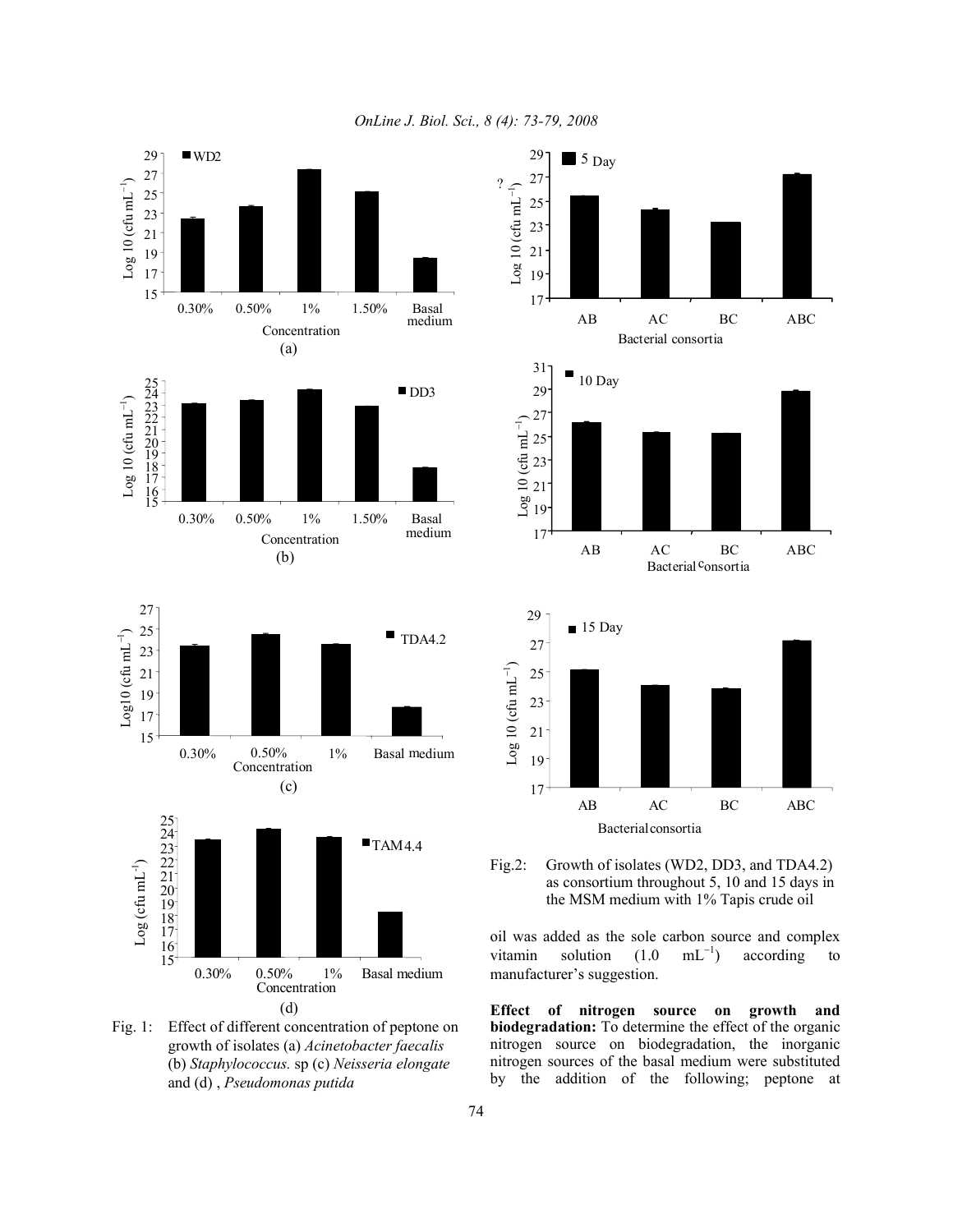Fig. 1: Effect of different concentration of peptone on growth of isolates (a) *Acinetobacter faecalis* (b) *Staphylococcus.* sp (c) *Neisseria elongate* and (d) , *Pseudomonas putida*

Fig.2: Growth of isolates (WD2, DD3, and TDA4.2) as consortium throughout 5, 10 and 15 days in the MSM medium with 1% Tapis crude oil

oil was added as the sole carbon source and complex vitamin solution (1.0 $mL^{-1}$) according to manufacturer's suggestion.

**Effect of nitrogen source on growth and biodegradation:** To determine the effect of the organic nitrogen source on biodegradation, the inorganic nitrogen sources of the basal medium were substituted by the addition of the following; peptone at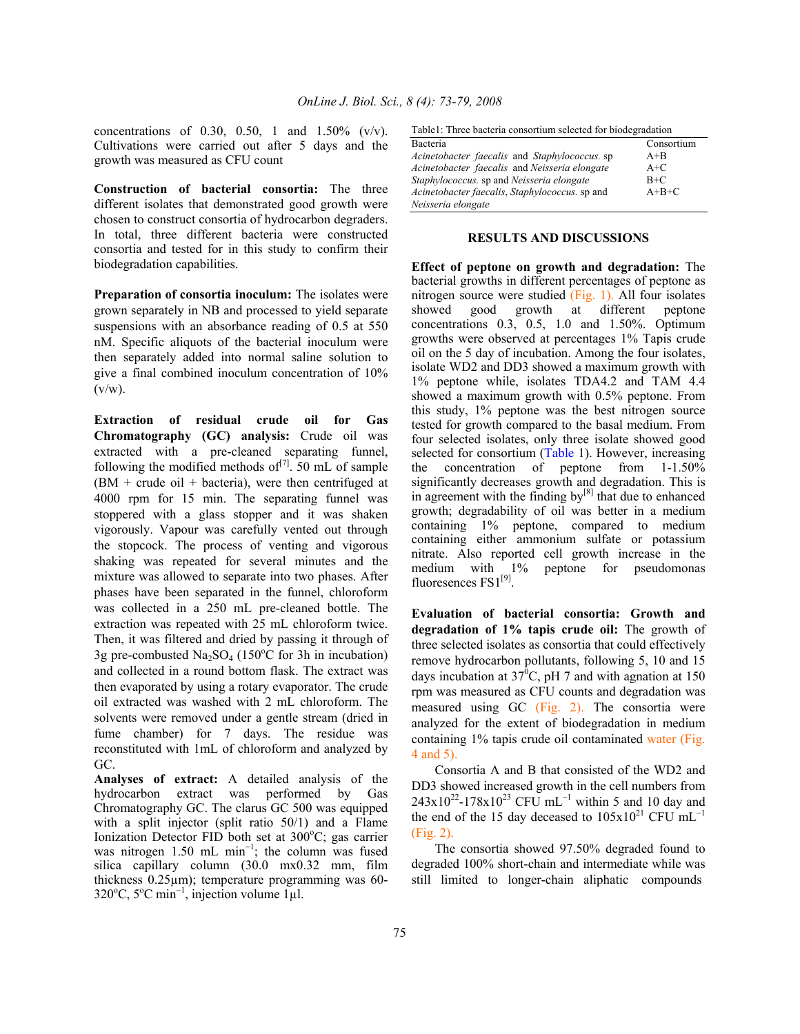concentrations of 0.30, 0.50, 1 and 1.50% (v/v). Cultivations were carried out after 5 days and the growth was measured as CFU count

**Construction of bacterial consortia:** The three different isolates that demonstrated good growth were chosen to construct consortia of hydrocarbon degraders. In total, three different bacteria were constructed consortia and tested for in this study to confirm their biodegradation capabilities.

**Preparation of consortia inoculum:** The isolates were grown separately in NB and processed to yield separate suspensions with an absorbance reading of 0.5 at 550 nM. Specific aliquots of the bacterial inoculum were then separately added into normal saline solution to give a final combined inoculum concentration of 10% (v/w).

**Extraction of residual crude oil for Gas Chromatography (GC) analysis:** Crude oil was extracted with a pre-cleaned separating funnel, following the modified methods of[7]. 50 mL of sample (BM + crude oil + bacteria), were then centrifuged at 4000 rpm for 15 min. The separating funnel was stoppered with a glass stopper and it was shaken vigorously. Vapour was carefully vented out through the stopcock. The process of venting and vigorous shaking was repeated for several minutes and the mixture was allowed to separate into two phases. After phases have been separated in the funnel, chloroform was collected in a 250 mL pre-cleaned bottle. The extraction was repeated with 25 mL chloroform twice. Then, it was filtered and dried by passing it through of 3g pre-combusted $Na_2SO_4$ (150°C for 3h in incubation) and collected in a round bottom flask. The extract was then evaporated by using a rotary evaporator. The crude oil extracted was washed with 2 mL chloroform. The solvents were removed under a gentle stream (dried in fume chamber) for 7 days. The residue was reconstituted with 1mL of chloroform and analyzed by GC.

**Analyses of extract:** A detailed analysis of the hydrocarbon extract was performed by Gas Chromatography GC. The clarus GC 500 was equipped with a split injector (split ratio 50/1) and a Flame Ionization Detector FID both set at 300°C; gas carrier was nitrogen 1.50 mL $min^{-1}$; the column was fused silica capillary column (30.0 mx0.32 mm, film thickness 0.25μm); temperature programming was 60-320°C, 5°C $min^{-1}$, injection volume 1μl.

Table1: Three bacteria consortium selected for biodegradation

| Bacteria | Consortium |
|---|---|
| *Acinetobacter faecalis* and *Staphylococcus.* sp | A+B |
| *Acinetobacter faecalis* and *Neisseria elongate* | A+C |
| *Staphylococcus.* sp and *Neisseria elongate* | B+C |
| *Acinetobacter faecalis*, *Staphylococcus.* sp and *Neisseria elongate* | A+B+C |

## RESULTS AND DISCUSSIONS

**Effect of peptone on growth and degradation:** The bacterial growths in different percentages of peptone as nitrogen source were studied (Fig. 1). All four isolates showed good growth at different peptone concentrations 0.3, 0.5, 1.0 and 1.50%. Optimum growths were observed at percentages 1% Tapis crude oil on the 5 day of incubation. Among the four isolates, isolate WD2 and DD3 showed a maximum growth with 1% peptone while, isolates TDA4.2 and TAM 4.4 showed a maximum growth with 0.5% peptone. From this study, 1% peptone was the best nitrogen source tested for growth compared to the basal medium. From four selected isolates, only three isolate showed good selected for consortium (Table 1). However, increasing the concentration of peptone from 1-1.50% significantly decreases growth and degradation. This is in agreement with the finding by[8] that due to enhanced growth; degradability of oil was better in a medium containing 1% peptone, compared to medium containing either ammonium sulfate or potassium nitrate. Also reported cell growth increase in the medium with 1% peptone for pseudomonas fluoresences FS1[9].

**Evaluation of bacterial consortia: Growth and degradation of 1% tapis crude oil:** The growth of three selected isolates as consortia that could effectively remove hydrocarbon pollutants, following 5, 10 and 15 days incubation at 37°C, pH 7 and with agnation at 150 rpm was measured as CFU counts and degradation was measured using GC (Fig. 2). The consortia were analyzed for the extent of biodegradation in medium containing 1% tapis crude oil contaminated water (Fig. 4 and 5).

Consortia A and B that consisted of the WD2 and DD3 showed increased growth in the cell numbers from $243\times10^{22}$-$178\times10^{23}$ CFU $mL^{-1}$ within 5 and 10 day and the end of the 15 day deceased to $105\times10^{21}$ CFU $mL^{-1}$ (Fig. 2).

The consortia showed 97.50% degraded found to degraded 100% short-chain and intermediate while was still limited to longer-chain aliphatic compounds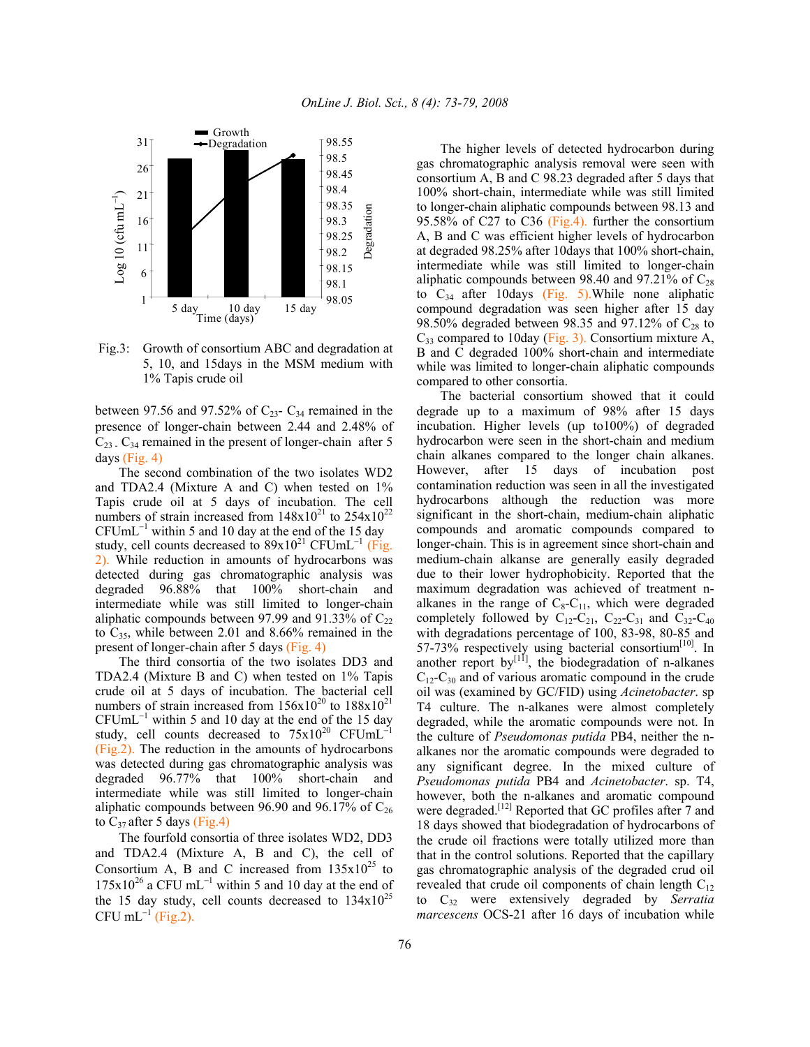Fig.3: Growth of consortium ABC and degradation at 5, 10, and 15days in the MSM medium with 1% Tapis crude oil

between 97.56 and 97.52% of $C_{23}$- $C_{34}$ remained in the presence of longer-chain between 2.44 and 2.48% of $C_{23}$ . $C_{34}$ remained in the present of longer-chain after 5 days (Fig. 4)

The second combination of the two isolates WD2 and TDA2.4 (Mixture A and C) when tested on 1% Tapis crude oil at 5 days of incubation. The cell numbers of strain increased from $148 \times 10^{21}$ to $254 \times 10^{22}$ CFU$mL^{-1}$ within 5 and 10 day at the end of the 15 day study, cell counts decreased to $89 \times 10^{21}$ CFU$mL^{-1}$ (Fig. 2). While reduction in amounts of hydrocarbons was detected during gas chromatographic analysis was degraded 96.88% that 100% short-chain and intermediate while was still limited to longer-chain aliphatic compounds between 97.99 and 91.33% of $C_{22}$ to $C_{35}$, while between 2.01 and 8.66% remained in the present of longer-chain after 5 days (Fig. 4)

The third consortia of the two isolates DD3 and TDA2.4 (Mixture B and C) when tested on 1% Tapis crude oil at 5 days of incubation. The bacterial cell numbers of strain increased from $156 \times 10^{20}$ to $188 \times 10^{21}$ CFU$mL^{-1}$ within 5 and 10 day at the end of the 15 day study, cell counts decreased to $75 \times 10^{20}$ CFU$mL^{-1}$ (Fig.2). The reduction in the amounts of hydrocarbons was detected during gas chromatographic analysis was degraded 96.77% that 100% short-chain and intermediate while was still limited to longer-chain aliphatic compounds between 96.90 and 96.17% of $C_{26}$ to $C_{37}$ after 5 days (Fig.4)

The fourfold consortia of three isolates WD2, DD3 and TDA2.4 (Mixture A, B and C), the cell of Consortium A, B and C increased from $135 \times 10^{25}$ to $175 \times 10^{26}$ a CFU $mL^{-1}$ within 5 and 10 day at the end of the 15 day study, cell counts decreased to $134 \times 10^{25}$ CFU $mL^{-1}$ (Fig.2).

The higher levels of detected hydrocarbon during gas chromatographic analysis removal were seen with consortium A, B and C 98.23 degraded after 5 days that 100% short-chain, intermediate while was still limited to longer-chain aliphatic compounds between 98.13 and 95.58% of C27 to C36 (Fig.4). further the consortium A, B and C was efficient higher levels of hydrocarbon at degraded 98.25% after 10days that 100% short-chain, intermediate while was still limited to longer-chain aliphatic compounds between 98.40 and 97.21% of $C_{28}$ to $C_{34}$ after 10days (Fig. 5).While none aliphatic compound degradation was seen higher after 15 day 98.50% degraded between 98.35 and 97.12% of $C_{28}$ to $C_{33}$ compared to 10day (Fig. 3). Consortium mixture A, B and C degraded 100% short-chain and intermediate while was limited to longer-chain aliphatic compounds compared to other consortia.

The bacterial consortium showed that it could degrade up to a maximum of 98% after 15 days incubation. Higher levels (up to100%) of degraded hydrocarbon were seen in the short-chain and medium chain alkanes compared to the longer chain alkanes. However, after 15 days of incubation post contamination reduction was seen in all the investigated hydrocarbons although the reduction was more significant in the short-chain, medium-chain aliphatic compounds and aromatic compounds compared to longer-chain. This is in agreement since short-chain and medium-chain alkanse are generally easily degraded due to their lower hydrophobicity. Reported that the maximum degradation was achieved of treatment n-alkanes in the range of $C_8$-$C_{11}$, which were degraded completely followed by $C_{12}$-$C_{21}$, $C_{22}$-$C_{31}$ and $C_{32}$-$C_{40}$ with degradations percentage of 100, 83-98, 80-85 and 57-73% respectively using bacterial consortium[10]. In another report by[11], the biodegradation of n-alkanes $C_{12}$-$C_{30}$ and of various aromatic compound in the crude oil was (examined by GC/FID) using *Acinetobacter*. sp T4 culture. The n-alkanes were almost completely degraded, while the aromatic compounds were not. In the culture of *Pseudomonas putida* PB4, neither the n-alkanes nor the aromatic compounds were degraded to any significant degree. In the mixed culture of *Pseudomonas putida* PB4 and *Acinetobacter*. sp. T4, however, both the n-alkanes and aromatic compound were degraded.[12] Reported that GC profiles after 7 and 18 days showed that biodegradation of hydrocarbons of the crude oil fractions were totally utilized more than that in the control solutions. Reported that the capillary gas chromatographic analysis of the degraded crud oil revealed that crude oil components of chain length $C_{12}$ to $C_{32}$ were extensively degraded by *Serratia marcescens* OCS-21 after 16 days of incubation while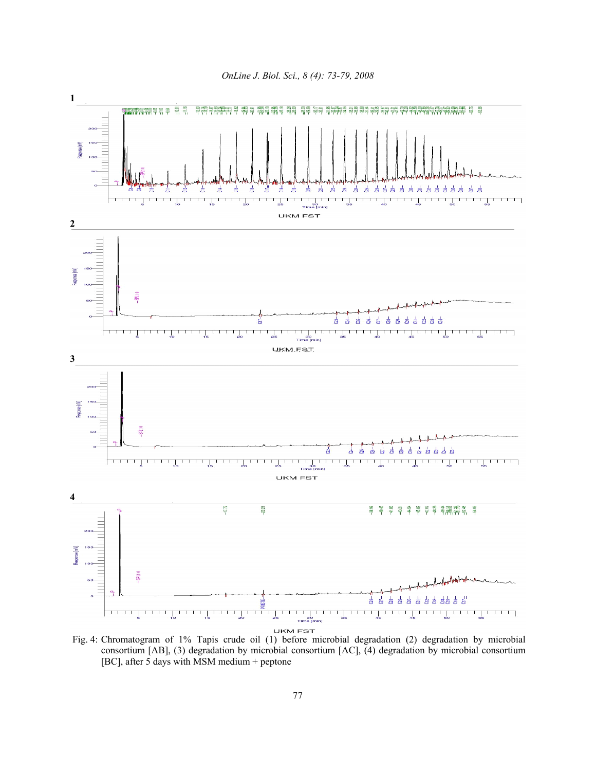Fig. 4: Chromatogram of 1% Tapis crude oil (1) before microbial degradation (2) degradation by microbial consortium [AB], (3) degradation by microbial consortium [AC], (4) degradation by microbial consortium [BC], after 5 days with MSM medium + peptone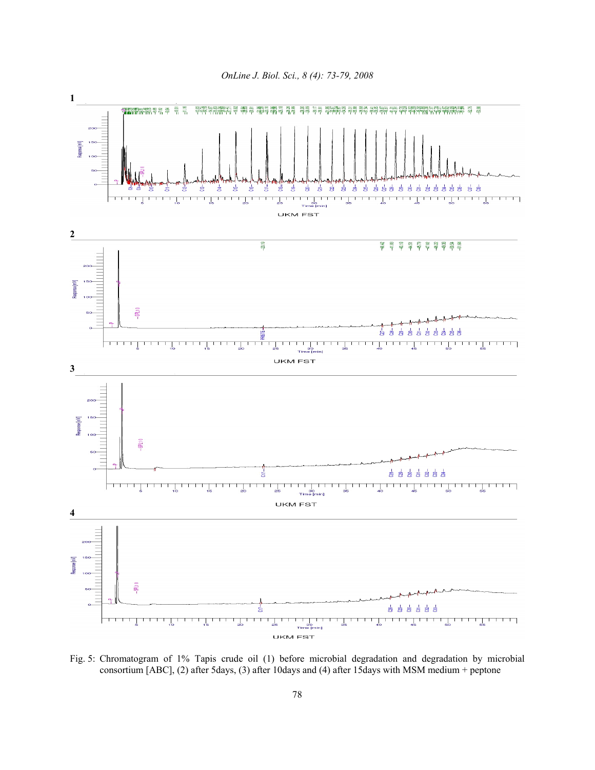Fig. 5: Chromatogram of 1% Tapis crude oil (1) before microbial degradation and degradation by microbial consortium [ABC], (2) after 5days, (3) after 10days and (4) after 15days with MSM medium + peptone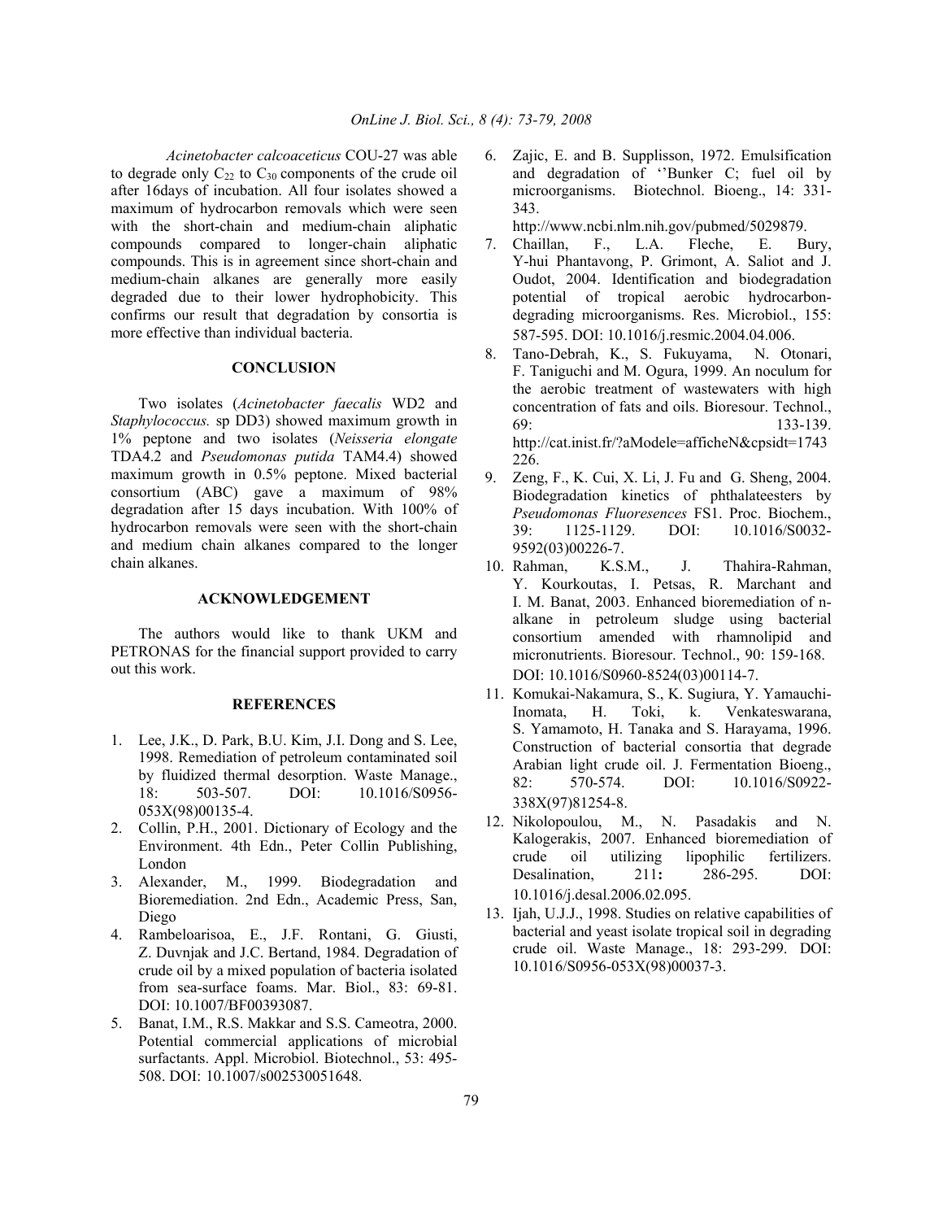*Acinetobacter calcoaceticus* COU-27 was able to degrade only $C_{22}$ to $C_{30}$ components of the crude oil after 16days of incubation. All four isolates showed a maximum of hydrocarbon removals which were seen with the short-chain and medium-chain aliphatic compounds compared to longer-chain aliphatic compounds. This is in agreement since short-chain and medium-chain alkanes are generally more easily degraded due to their lower hydrophobicity. This confirms our result that degradation by consortia is more effective than individual bacteria.

## CONCLUSION

Two isolates (*Acinetobacter faecalis* WD2 and *Staphylococcus.* sp DD3) showed maximum growth in 1% peptone and two isolates (*Neisseria elongate* TDA4.2 and *Pseudomonas putida* TAM4.4) showed maximum growth in 0.5% peptone. Mixed bacterial consortium (ABC) gave a maximum of 98% degradation after 15 days incubation. With 100% of hydrocarbon removals were seen with the short-chain and medium chain alkanes compared to the longer chain alkanes.

## ACKNOWLEDGEMENT

The authors would like to thank UKM and PETRONAS for the financial support provided to carry out this work.

## REFERENCES

1. Lee, J.K., D. Park, B.U. Kim, J.I. Dong and S. Lee, 1998. Remediation of petroleum contaminated soil by fluidized thermal desorption. Waste Manage., 18: 503-507. DOI: 10.1016/S0956-053X(98)00135-4.
2. Collin, P.H., 2001. Dictionary of Ecology and the Environment. 4th Edn., Peter Collin Publishing, London
3. Alexander, M., 1999. Biodegradation and Bioremediation. 2nd Edn., Academic Press, San, Diego
4. Rambeloarisoa, E., J.F. Rontani, G. Giusti, Z. Duvnjak and J.C. Bertand, 1984. Degradation of crude oil by a mixed population of bacteria isolated from sea-surface foams. Mar. Biol., 83: 69-81. DOI: 10.1007/BF00393087.
5. Banat, I.M., R.S. Makkar and S.S. Cameotra, 2000. Potential commercial applications of microbial surfactants. Appl. Microbiol. Biotechnol., 53: 495-508. DOI: 10.1007/s002530051648.
6. Zajic, E. and B. Supplisson, 1972. Emulsification and degradation of ''Bunker C; fuel oil by microorganisms. Biotechnol. Bioeng., 14: 331-343. http://www.ncbi.nlm.nih.gov/pubmed/5029879.
7. Chaillan, F., L.A. Fleche, E. Bury, Y-hui Phantavong, P. Grimont, A. Saliot and J. Oudot, 2004. Identification and biodegradation potential of tropical aerobic hydrocarbon-degrading microorganisms. Res. Microbiol., 155: 587-595. DOI: 10.1016/j.resmic.2004.04.006.
8. Tano-Debrah, K., S. Fukuyama, N. Otonari, F. Taniguchi and M. Ogura, 1999. An noculum for the aerobic treatment of wastewaters with high concentration of fats and oils. Bioresour. Technol., 69: 133-139. http://cat.inist.fr/?aModele=afficheN&cpsidt=1743226.
9. Zeng, F., K. Cui, X. Li, J. Fu and G. Sheng, 2004. Biodegradation kinetics of phthalateesters by *Pseudomonas Fluoresences* FS1. Proc. Biochem., 39: 1125-1129. DOI: 10.1016/S0032-9592(03)00226-7.
10. Rahman, K.S.M., J. Thahira-Rahman, Y. Kourkoutas, I. Petsas, R. Marchant and I. M. Banat, 2003. Enhanced bioremediation of n-alkane in petroleum sludge using bacterial consortium amended with rhamnolipid and micronutrients. Bioresour. Technol., 90: 159-168. DOI: 10.1016/S0960-8524(03)00114-7.
11. Komukai-Nakamura, S., K. Sugiura, Y. Yamauchi-Inomata, H. Toki, k. Venkateswarana, S. Yamamoto, H. Tanaka and S. Harayama, 1996. Construction of bacterial consortia that degrade Arabian light crude oil. J. Fermentation Bioeng., 82: 570-574. DOI: 10.1016/S0922-338X(97)81254-8.
12. Nikolopoulou, M., N. Pasadakis and N. Kalogerakis, 2007. Enhanced bioremediation of crude oil utilizing lipophilic fertilizers. Desalination, 211**:** 286-295. DOI: 10.1016/j.desal.2006.02.095.
13. Ijah, U.J.J., 1998. Studies on relative capabilities of bacterial and yeast isolate tropical soil in degrading crude oil. Waste Manage., 18: 293-299. DOI: 10.1016/S0956-053X(98)00037-3.